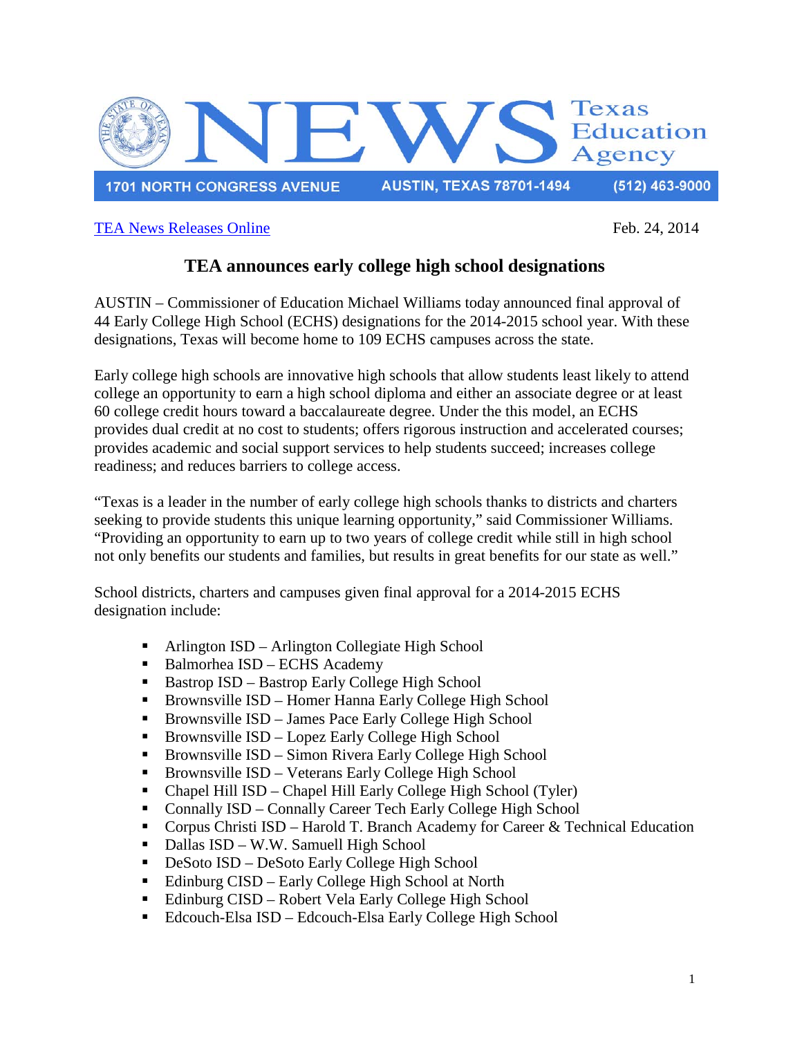# NEWS

Texas Education Agency

1701 NORTH CONGRESS AVENUE | AUSTIN, TEXAS 78701-1494 | (512) 463-9000

TEA News Releases Online

Feb. 24, 2014

## TEA announces early college high school designations

AUSTIN – Commissioner of Education Michael Williams today announced final approval of 44 Early College High School (ECHS) designations for the 2014-2015 school year. With these designations, Texas will become home to 109 ECHS campuses across the state.

Early college high schools are innovative high schools that allow students least likely to attend college an opportunity to earn a high school diploma and either an associate degree or at least 60 college credit hours toward a baccalaureate degree. Under the this model, an ECHS provides dual credit at no cost to students; offers rigorous instruction and accelerated courses; provides academic and social support services to help students succeed; increases college readiness; and reduces barriers to college access.

"Texas is a leader in the number of early college high schools thanks to districts and charters seeking to provide students this unique learning opportunity," said Commissioner Williams. "Providing an opportunity to earn up to two years of college credit while still in high school not only benefits our students and families, but results in great benefits for our state as well."

School districts, charters and campuses given final approval for a 2014-2015 ECHS designation include:

- Arlington ISD – Arlington Collegiate High School
- Balmorhea ISD – ECHS Academy
- Bastrop ISD – Bastrop Early College High School
- Brownsville ISD – Homer Hanna Early College High School
- Brownsville ISD – James Pace Early College High School
- Brownsville ISD – Lopez Early College High School
- Brownsville ISD – Simon Rivera Early College High School
- Brownsville ISD – Veterans Early College High School
- Chapel Hill ISD – Chapel Hill Early College High School (Tyler)
- Connally ISD – Connally Career Tech Early College High School
- Corpus Christi ISD – Harold T. Branch Academy for Career & Technical Education
- Dallas ISD – W.W. Samuell High School
- DeSoto ISD – DeSoto Early College High School
- Edinburg CISD – Early College High School at North
- Edinburg CISD – Robert Vela Early College High School
- Edcouch-Elsa ISD – Edcouch-Elsa Early College High School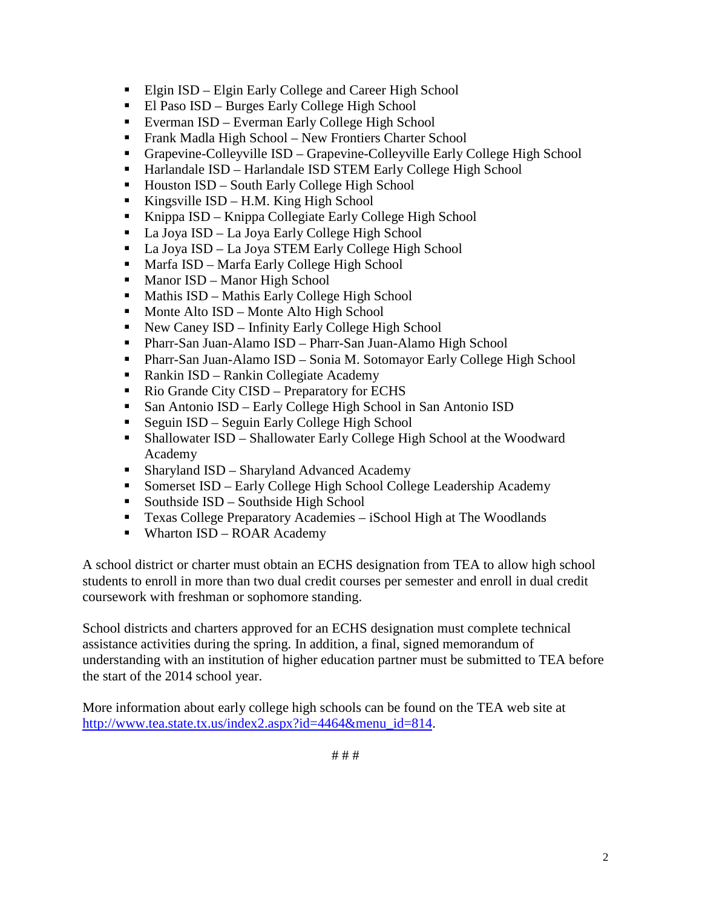- Elgin ISD – Elgin Early College and Career High School
- El Paso ISD – Burges Early College High School
- Everman ISD – Everman Early College High School
- Frank Madla High School – New Frontiers Charter School
- Grapevine-Colleyville ISD – Grapevine-Colleyville Early College High School
- Harlandale ISD – Harlandale ISD STEM Early College High School
- Houston ISD – South Early College High School
- Kingsville ISD – H.M. King High School
- Knippa ISD – Knippa Collegiate Early College High School
- La Joya ISD – La Joya Early College High School
- La Joya ISD – La Joya STEM Early College High School
- Marfa ISD – Marfa Early College High School
- Manor ISD – Manor High School
- Mathis ISD – Mathis Early College High School
- Monte Alto ISD – Monte Alto High School
- New Caney ISD – Infinity Early College High School
- Pharr-San Juan-Alamo ISD – Pharr-San Juan-Alamo High School
- Pharr-San Juan-Alamo ISD – Sonia M. Sotomayor Early College High School
- Rankin ISD – Rankin Collegiate Academy
- Rio Grande City CISD – Preparatory for ECHS
- San Antonio ISD – Early College High School in San Antonio ISD
- Seguin ISD – Seguin Early College High School
- Shallowater ISD – Shallowater Early College High School at the Woodward Academy
- Sharyland ISD – Sharyland Advanced Academy
- Somerset ISD – Early College High School College Leadership Academy
- Southside ISD – Southside High School
- Texas College Preparatory Academies – iSchool High at The Woodlands
- Wharton ISD – ROAR Academy

A school district or charter must obtain an ECHS designation from TEA to allow high school students to enroll in more than two dual credit courses per semester and enroll in dual credit coursework with freshman or sophomore standing.

School districts and charters approved for an ECHS designation must complete technical assistance activities during the spring. In addition, a final, signed memorandum of understanding with an institution of higher education partner must be submitted to TEA before the start of the 2014 school year.

More information about early college high schools can be found on the TEA web site at http://www.tea.state.tx.us/index2.aspx?id=4464&menu_id=814.

# # #